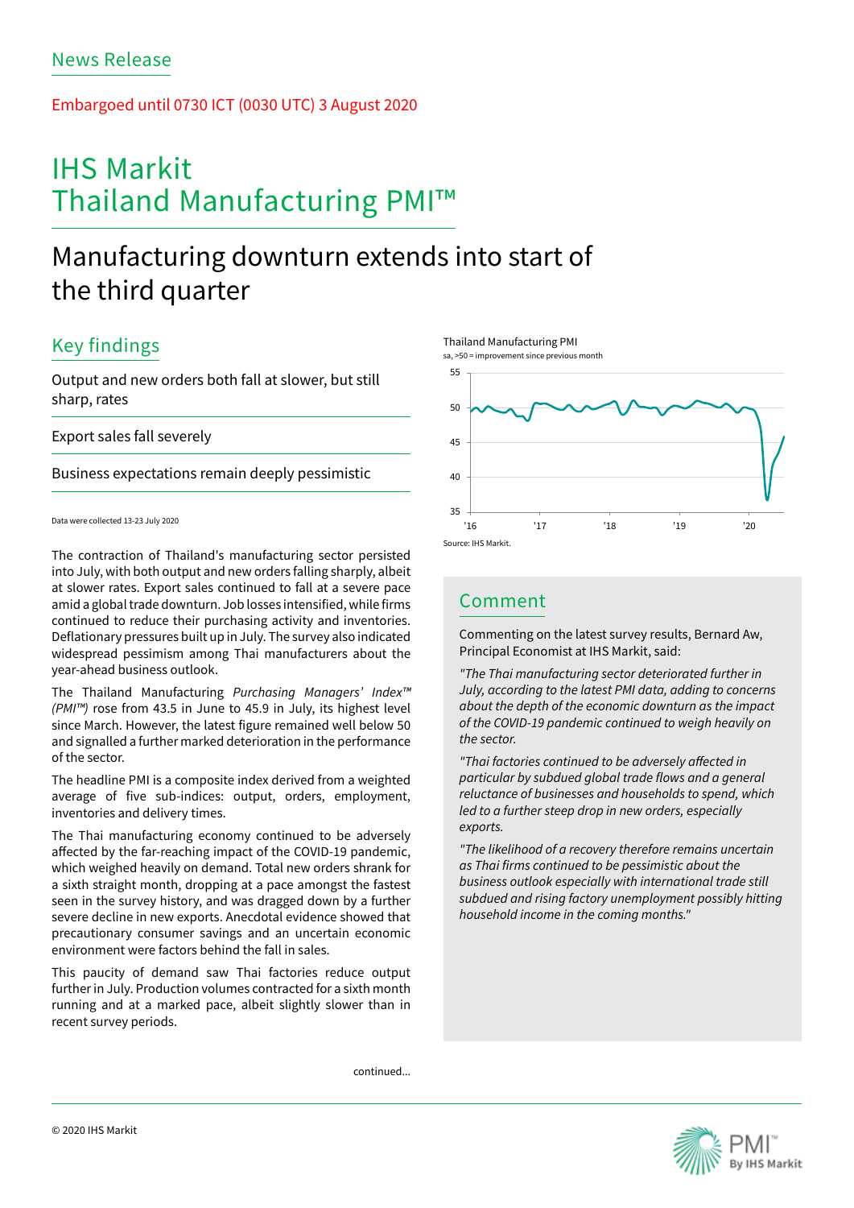News Release

Embargoed until 0730 ICT (0030 UTC) 3 August 2020

# IHS Markit Thailand Manufacturing PMI™

## Manufacturing downturn extends into start of the third quarter

### Key findings

Output and new orders both fall at slower, but still sharp, rates

Export sales fall severely

Business expectations remain deeply pessimistic

Data were collected 13-23 July 2020

The contraction of Thailand's manufacturing sector persisted into July, with both output and new orders falling sharply, albeit at slower rates. Export sales continued to fall at a severe pace amid a global trade downturn. Job losses intensified, while firms continued to reduce their purchasing activity and inventories. Deflationary pressures built up in July. The survey also indicated widespread pessimism among Thai manufacturers about the year-ahead business outlook.

The Thailand Manufacturing *Purchasing Managers' Index™ (PMI™)* rose from 43.5 in June to 45.9 in July, its highest level since March. However, the latest figure remained well below 50 and signalled a further marked deterioration in the performance of the sector.

The headline PMI is a composite index derived from a weighted average of five sub-indices: output, orders, employment, inventories and delivery times.

The Thai manufacturing economy continued to be adversely affected by the far-reaching impact of the COVID-19 pandemic, which weighed heavily on demand. Total new orders shrank for a sixth straight month, dropping at a pace amongst the fastest seen in the survey history, and was dragged down by a further severe decline in new exports. Anecdotal evidence showed that precautionary consumer savings and an uncertain economic environment were factors behind the fall in sales.

This paucity of demand saw Thai factories reduce output further in July. Production volumes contracted for a sixth month running and at a marked pace, albeit slightly slower than in recent survey periods.

continued...

Thailand Manufacturing PMI

sa, >50 = improvement since previous month

Source: IHS Markit.

### Comment

Commenting on the latest survey results, Bernard Aw, Principal Economist at IHS Markit, said:

*"The Thai manufacturing sector deteriorated further in July, according to the latest PMI data, adding to concerns about the depth of the economic downturn as the impact of the COVID-19 pandemic continued to weigh heavily on the sector.*

*"Thai factories continued to be adversely affected in particular by subdued global trade flows and a general reluctance of businesses and households to spend, which led to a further steep drop in new orders, especially exports.*

*"The likelihood of a recovery therefore remains uncertain as Thai firms continued to be pessimistic about the business outlook especially with international trade still subdued and rising factory unemployment possibly hitting household income in the coming months."*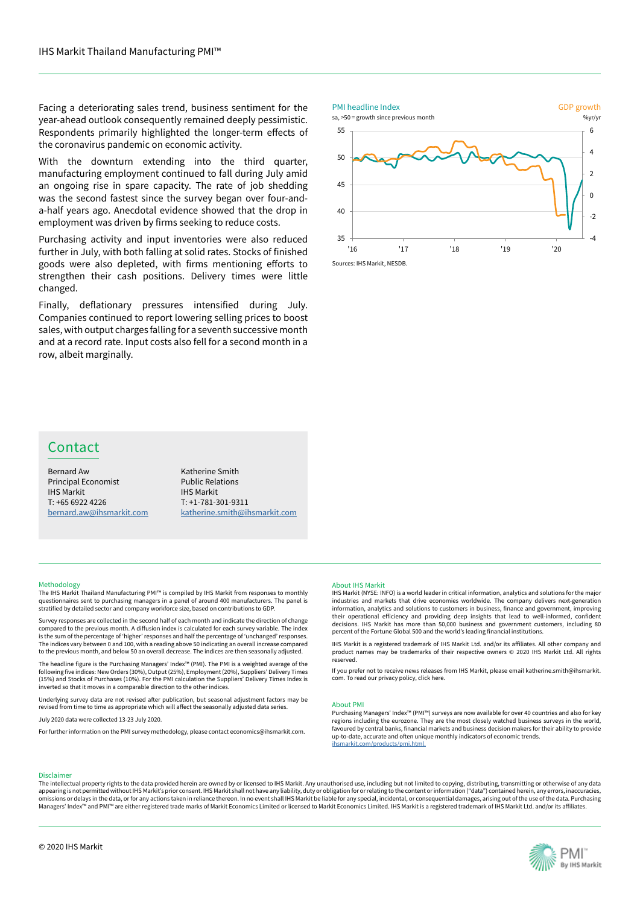Facing a deteriorating sales trend, business sentiment for the year-ahead outlook consequently remained deeply pessimistic. Respondents primarily highlighted the longer-term effects of the coronavirus pandemic on economic activity.

With the downturn extending into the third quarter, manufacturing employment continued to fall during July amid an ongoing rise in spare capacity. The rate of job shedding was the second fastest since the survey began over four-and-a-half years ago. Anecdotal evidence showed that the drop in employment was driven by firms seeking to reduce costs.

Purchasing activity and input inventories were also reduced further in July, with both falling at solid rates. Stocks of finished goods were also depleted, with firms mentioning efforts to strengthen their cash positions. Delivery times were little changed.

Finally, deflationary pressures intensified during July. Companies continued to report lowering selling prices to boost sales, with output charges falling for a seventh successive month and at a record rate. Input costs also fell for a second month in a row, albeit marginally.

PMI headline Index
sa, >50 = growth since previous month
GDP growth
%yr/yr
55
50
45
40
35
6
4
2
0
-2
-4
'16
'17
'18
'19
'20
Sources: IHS Markit, NESDB.

## Contact

Bernard Aw
Principal Economist
IHS Markit
T: +65 6922 4226
bernard.aw@ihsmarkit.com

Katherine Smith
Public Relations
IHS Markit
T: +1-781-301-9311
katherine.smith@ihsmarkit.com

### Methodology

The IHS Markit Thailand Manufacturing PMI™ is compiled by IHS Markit from responses to monthly questionnaires sent to purchasing managers in a panel of around 400 manufacturers. The panel is stratified by detailed sector and company workforce size, based on contributions to GDP.

Survey responses are collected in the second half of each month and indicate the direction of change compared to the previous month. A diffusion index is calculated for each survey variable. The index is the sum of the percentage of 'higher' responses and half the percentage of 'unchanged' responses. The indices vary between 0 and 100, with a reading above 50 indicating an overall increase compared to the previous month, and below 50 an overall decrease. The indices are then seasonally adjusted.

The headline figure is the Purchasing Managers' Index™ (PMI). The PMI is a weighted average of the following five indices: New Orders (30%), Output (25%), Employment (20%), Suppliers' Delivery Times (15%) and Stocks of Purchases (10%). For the PMI calculation the Suppliers' Delivery Times Index is inverted so that it moves in a comparable direction to the other indices.

Underlying survey data are not revised after publication, but seasonal adjustment factors may be revised from time to time as appropriate which will affect the seasonally adjusted data series.

July 2020 data were collected 13-23 July 2020.

For further information on the PMI survey methodology, please contact economics@ihsmarkit.com.

### About IHS Markit

IHS Markit (NYSE: INFO) is a world leader in critical information, analytics and solutions for the major industries and markets that drive economies worldwide. The company delivers next-generation information, analytics and solutions to customers in business, finance and government, improving their operational efficiency and providing deep insights that lead to well-informed, confident decisions. IHS Markit has more than 50,000 business and government customers, including 80 percent of the Fortune Global 500 and the world's leading financial institutions.

IHS Markit is a registered trademark of IHS Markit Ltd. and/or its affiliates. All other company and product names may be trademarks of their respective owners © 2020 IHS Markit Ltd. All rights reserved.

If you prefer not to receive news releases from IHS Markit, please email katherine.smith@ihsmarkit.com. To read our privacy policy, click here.

### About PMI

Purchasing Managers' Index™ (PMI™) surveys are now available for over 40 countries and also for key regions including the eurozone. They are the most closely watched business surveys in the world, favoured by central banks, financial markets and business decision makers for their ability to provide up-to-date, accurate and often unique monthly indicators of economic trends.
ihsmarkit.com/products/pmi.html.

### Disclaimer

The intellectual property rights to the data provided herein are owned by or licensed to IHS Markit. Any unauthorised use, including but not limited to copying, distributing, transmitting or otherwise of any data appearing is not permitted without IHS Markit's prior consent. IHS Markit shall not have any liability, duty or obligation for or relating to the content or information ("data") contained herein, any errors, inaccuracies, omissions or delays in the data, or for any actions taken in reliance thereon. In no event shall IHS Markit be liable for any special, incidental, or consequential damages, arising out of the use of the data. Purchasing Managers' Index™ and PMI™ are either registered trade marks of Markit Economics Limited or licensed to Markit Economics Limited. IHS Markit is a registered trademark of IHS Markit Ltd. and/or its affiliates.

© 2020 IHS Markit